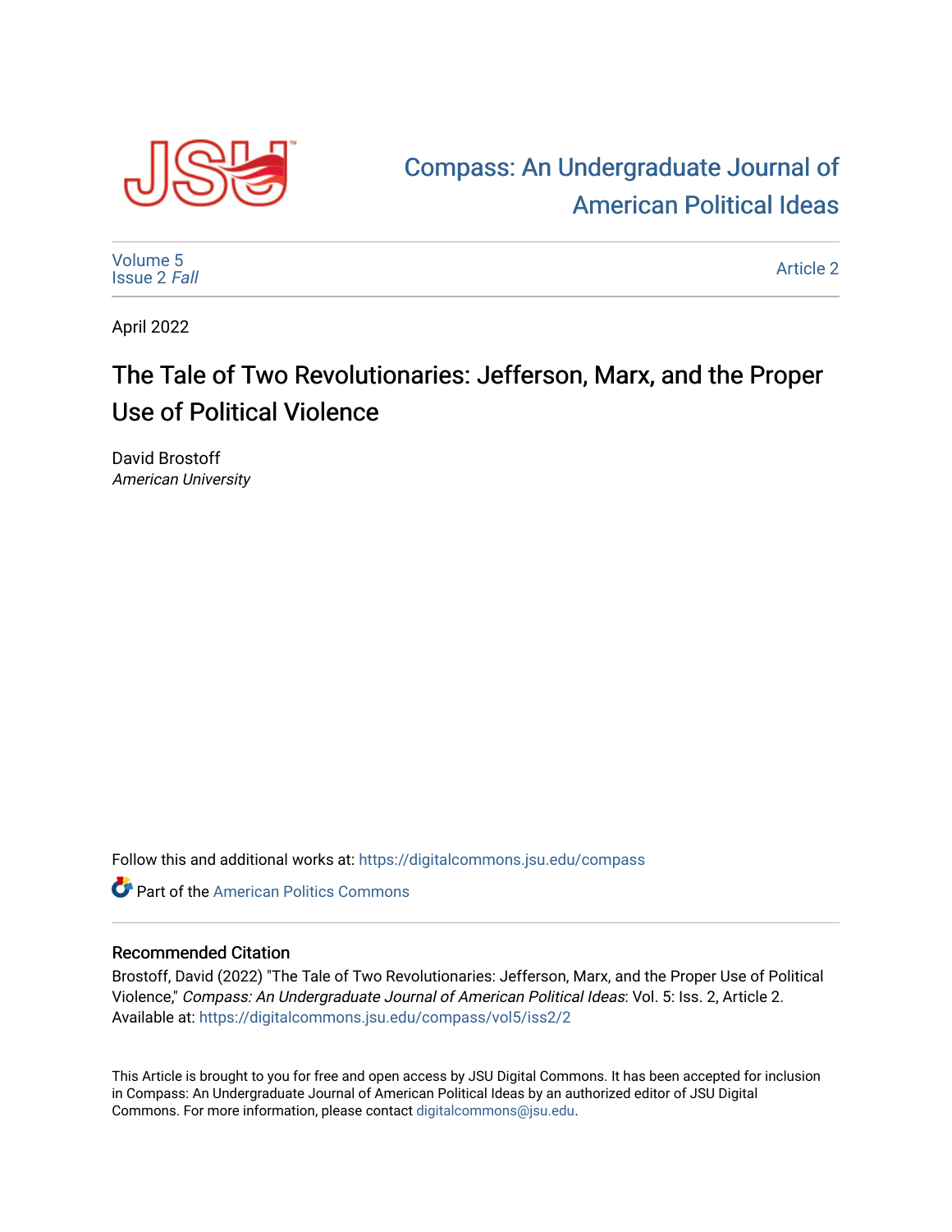Compass: An Undergraduate Journal of American Political Ideas

Volume 5
Issue 2 *Fall*

Article 2

April 2022

# The Tale of Two Revolutionaries: Jefferson, Marx, and the Proper Use of Political Violence

David Brostoff
*American University*

Follow this and additional works at: https://digitalcommons.jsu.edu/compass

Part of the American Politics Commons

## Recommended Citation

Brostoff, David (2022) "The Tale of Two Revolutionaries: Jefferson, Marx, and the Proper Use of Political Violence," *Compass: An Undergraduate Journal of American Political Ideas*: Vol. 5: Iss. 2, Article 2.
Available at: https://digitalcommons.jsu.edu/compass/vol5/iss2/2

This Article is brought to you for free and open access by JSU Digital Commons. It has been accepted for inclusion in Compass: An Undergraduate Journal of American Political Ideas by an authorized editor of JSU Digital Commons. For more information, please contact digitalcommons@jsu.edu.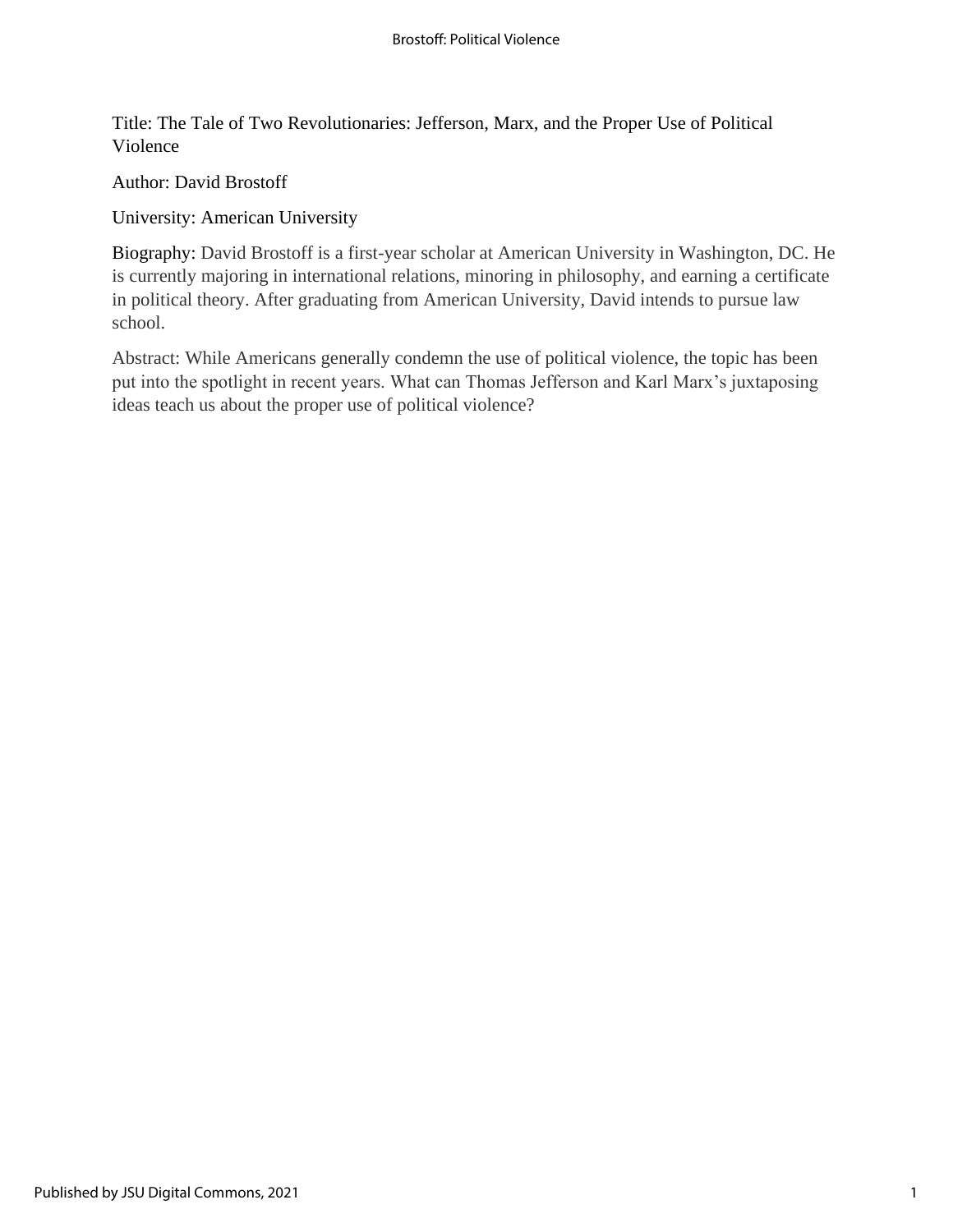Title: The Tale of Two Revolutionaries: Jefferson, Marx, and the Proper Use of Political Violence

Author: David Brostoff

University: American University

Biography: David Brostoff is a first-year scholar at American University in Washington, DC. He is currently majoring in international relations, minoring in philosophy, and earning a certificate in political theory. After graduating from American University, David intends to pursue law school.

Abstract: While Americans generally condemn the use of political violence, the topic has been put into the spotlight in recent years. What can Thomas Jefferson and Karl Marx's juxtaposing ideas teach us about the proper use of political violence?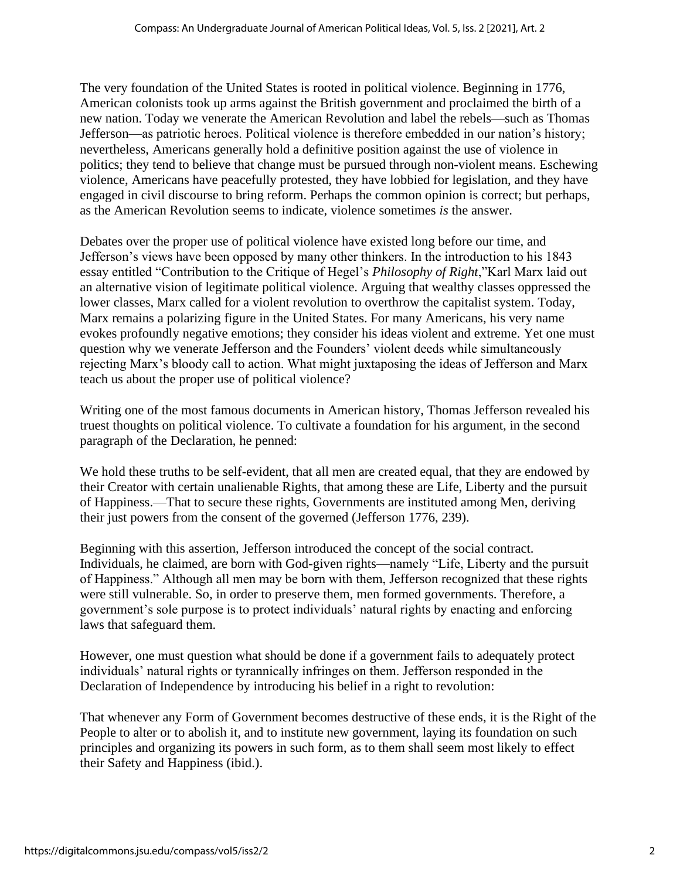The very foundation of the United States is rooted in political violence. Beginning in 1776, American colonists took up arms against the British government and proclaimed the birth of a new nation. Today we venerate the American Revolution and label the rebels—such as Thomas Jefferson—as patriotic heroes. Political violence is therefore embedded in our nation's history; nevertheless, Americans generally hold a definitive position against the use of violence in politics; they tend to believe that change must be pursued through non-violent means. Eschewing violence, Americans have peacefully protested, they have lobbied for legislation, and they have engaged in civil discourse to bring reform. Perhaps the common opinion is correct; but perhaps, as the American Revolution seems to indicate, violence sometimes *is* the answer.

Debates over the proper use of political violence have existed long before our time, and Jefferson's views have been opposed by many other thinkers. In the introduction to his 1843 essay entitled "Contribution to the Critique of Hegel's *Philosophy of Right*,"Karl Marx laid out an alternative vision of legitimate political violence. Arguing that wealthy classes oppressed the lower classes, Marx called for a violent revolution to overthrow the capitalist system. Today, Marx remains a polarizing figure in the United States. For many Americans, his very name evokes profoundly negative emotions; they consider his ideas violent and extreme. Yet one must question why we venerate Jefferson and the Founders' violent deeds while simultaneously rejecting Marx's bloody call to action. What might juxtaposing the ideas of Jefferson and Marx teach us about the proper use of political violence?

Writing one of the most famous documents in American history, Thomas Jefferson revealed his truest thoughts on political violence. To cultivate a foundation for his argument, in the second paragraph of the Declaration, he penned:

We hold these truths to be self-evident, that all men are created equal, that they are endowed by their Creator with certain unalienable Rights, that among these are Life, Liberty and the pursuit of Happiness.—That to secure these rights, Governments are instituted among Men, deriving their just powers from the consent of the governed (Jefferson 1776, 239).

Beginning with this assertion, Jefferson introduced the concept of the social contract. Individuals, he claimed, are born with God-given rights—namely "Life, Liberty and the pursuit of Happiness." Although all men may be born with them, Jefferson recognized that these rights were still vulnerable. So, in order to preserve them, men formed governments. Therefore, a government's sole purpose is to protect individuals' natural rights by enacting and enforcing laws that safeguard them.

However, one must question what should be done if a government fails to adequately protect individuals' natural rights or tyrannically infringes on them. Jefferson responded in the Declaration of Independence by introducing his belief in a right to revolution:

That whenever any Form of Government becomes destructive of these ends, it is the Right of the People to alter or to abolish it, and to institute new government, laying its foundation on such principles and organizing its powers in such form, as to them shall seem most likely to effect their Safety and Happiness (ibid.).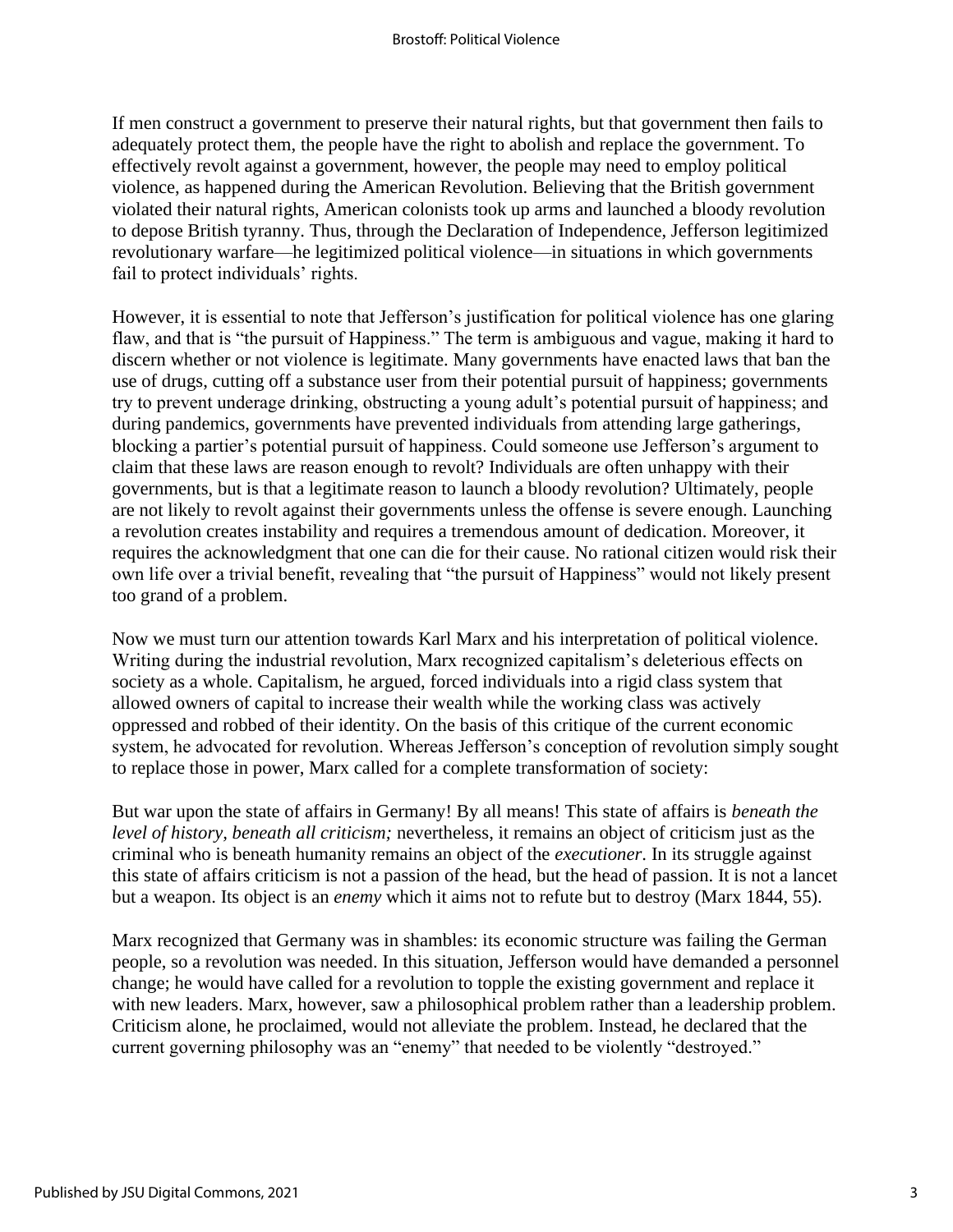If men construct a government to preserve their natural rights, but that government then fails to adequately protect them, the people have the right to abolish and replace the government. To effectively revolt against a government, however, the people may need to employ political violence, as happened during the American Revolution. Believing that the British government violated their natural rights, American colonists took up arms and launched a bloody revolution to depose British tyranny. Thus, through the Declaration of Independence, Jefferson legitimized revolutionary warfare—he legitimized political violence—in situations in which governments fail to protect individuals' rights.

However, it is essential to note that Jefferson's justification for political violence has one glaring flaw, and that is "the pursuit of Happiness." The term is ambiguous and vague, making it hard to discern whether or not violence is legitimate. Many governments have enacted laws that ban the use of drugs, cutting off a substance user from their potential pursuit of happiness; governments try to prevent underage drinking, obstructing a young adult's potential pursuit of happiness; and during pandemics, governments have prevented individuals from attending large gatherings, blocking a partier's potential pursuit of happiness. Could someone use Jefferson's argument to claim that these laws are reason enough to revolt? Individuals are often unhappy with their governments, but is that a legitimate reason to launch a bloody revolution? Ultimately, people are not likely to revolt against their governments unless the offense is severe enough. Launching a revolution creates instability and requires a tremendous amount of dedication. Moreover, it requires the acknowledgment that one can die for their cause. No rational citizen would risk their own life over a trivial benefit, revealing that "the pursuit of Happiness" would not likely present too grand of a problem.

Now we must turn our attention towards Karl Marx and his interpretation of political violence. Writing during the industrial revolution, Marx recognized capitalism's deleterious effects on society as a whole. Capitalism, he argued, forced individuals into a rigid class system that allowed owners of capital to increase their wealth while the working class was actively oppressed and robbed of their identity. On the basis of this critique of the current economic system, he advocated for revolution. Whereas Jefferson's conception of revolution simply sought to replace those in power, Marx called for a complete transformation of society:

> But war upon the state of affairs in Germany! By all means! This state of affairs is *beneath the level of history, beneath all criticism;* nevertheless, it remains an object of criticism just as the criminal who is beneath humanity remains an object of the *executioner*. In its struggle against this state of affairs criticism is not a passion of the head, but the head of passion. It is not a lancet but a weapon. Its object is an *enemy* which it aims not to refute but to destroy (Marx 1844, 55).

Marx recognized that Germany was in shambles: its economic structure was failing the German people, so a revolution was needed. In this situation, Jefferson would have demanded a personnel change; he would have called for a revolution to topple the existing government and replace it with new leaders. Marx, however, saw a philosophical problem rather than a leadership problem. Criticism alone, he proclaimed, would not alleviate the problem. Instead, he declared that the current governing philosophy was an "enemy" that needed to be violently "destroyed."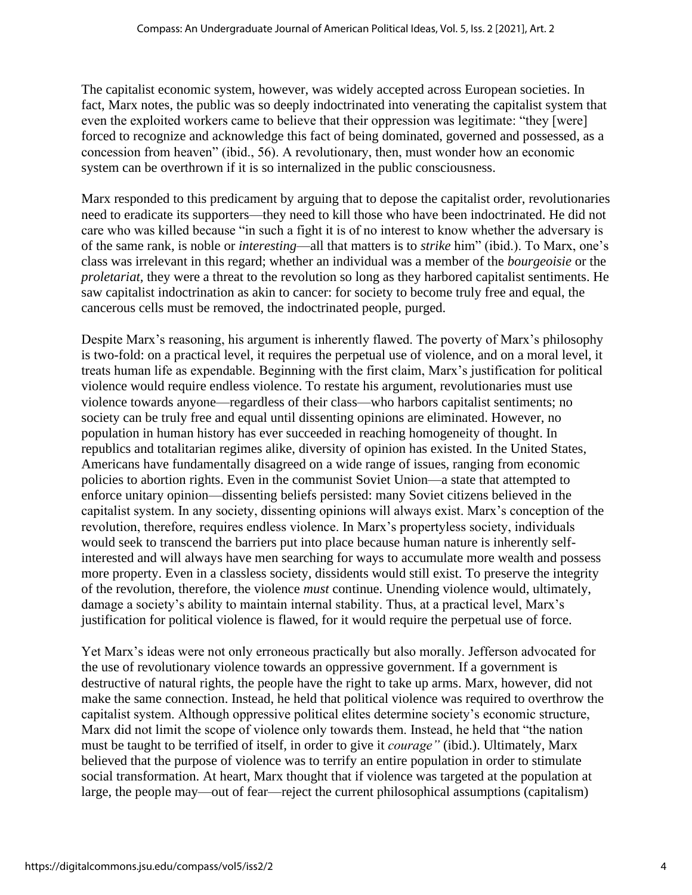The capitalist economic system, however, was widely accepted across European societies. In fact, Marx notes, the public was so deeply indoctrinated into venerating the capitalist system that even the exploited workers came to believe that their oppression was legitimate: "they [were] forced to recognize and acknowledge this fact of being dominated, governed and possessed, as a concession from heaven" (ibid., 56). A revolutionary, then, must wonder how an economic system can be overthrown if it is so internalized in the public consciousness.

Marx responded to this predicament by arguing that to depose the capitalist order, revolutionaries need to eradicate its supporters—they need to kill those who have been indoctrinated. He did not care who was killed because "in such a fight it is of no interest to know whether the adversary is of the same rank, is noble or *interesting*—all that matters is to *strike* him" (ibid.). To Marx, one's class was irrelevant in this regard; whether an individual was a member of the *bourgeoisie* or the *proletariat*, they were a threat to the revolution so long as they harbored capitalist sentiments. He saw capitalist indoctrination as akin to cancer: for society to become truly free and equal, the cancerous cells must be removed, the indoctrinated people, purged.

Despite Marx's reasoning, his argument is inherently flawed. The poverty of Marx's philosophy is two-fold: on a practical level, it requires the perpetual use of violence, and on a moral level, it treats human life as expendable. Beginning with the first claim, Marx's justification for political violence would require endless violence. To restate his argument, revolutionaries must use violence towards anyone—regardless of their class—who harbors capitalist sentiments; no society can be truly free and equal until dissenting opinions are eliminated. However, no population in human history has ever succeeded in reaching homogeneity of thought. In republics and totalitarian regimes alike, diversity of opinion has existed. In the United States, Americans have fundamentally disagreed on a wide range of issues, ranging from economic policies to abortion rights. Even in the communist Soviet Union—a state that attempted to enforce unitary opinion—dissenting beliefs persisted: many Soviet citizens believed in the capitalist system. In any society, dissenting opinions will always exist. Marx's conception of the revolution, therefore, requires endless violence. In Marx's propertyless society, individuals would seek to transcend the barriers put into place because human nature is inherently self-interested and will always have men searching for ways to accumulate more wealth and possess more property. Even in a classless society, dissidents would still exist. To preserve the integrity of the revolution, therefore, the violence *must* continue. Unending violence would, ultimately, damage a society's ability to maintain internal stability. Thus, at a practical level, Marx's justification for political violence is flawed, for it would require the perpetual use of force.

Yet Marx's ideas were not only erroneous practically but also morally. Jefferson advocated for the use of revolutionary violence towards an oppressive government. If a government is destructive of natural rights, the people have the right to take up arms. Marx, however, did not make the same connection. Instead, he held that political violence was required to overthrow the capitalist system. Although oppressive political elites determine society's economic structure, Marx did not limit the scope of violence only towards them. Instead, he held that "the nation must be taught to be terrified of itself, in order to give it *courage"* (ibid.). Ultimately, Marx believed that the purpose of violence was to terrify an entire population in order to stimulate social transformation. At heart, Marx thought that if violence was targeted at the population at large, the people may—out of fear—reject the current philosophical assumptions (capitalism)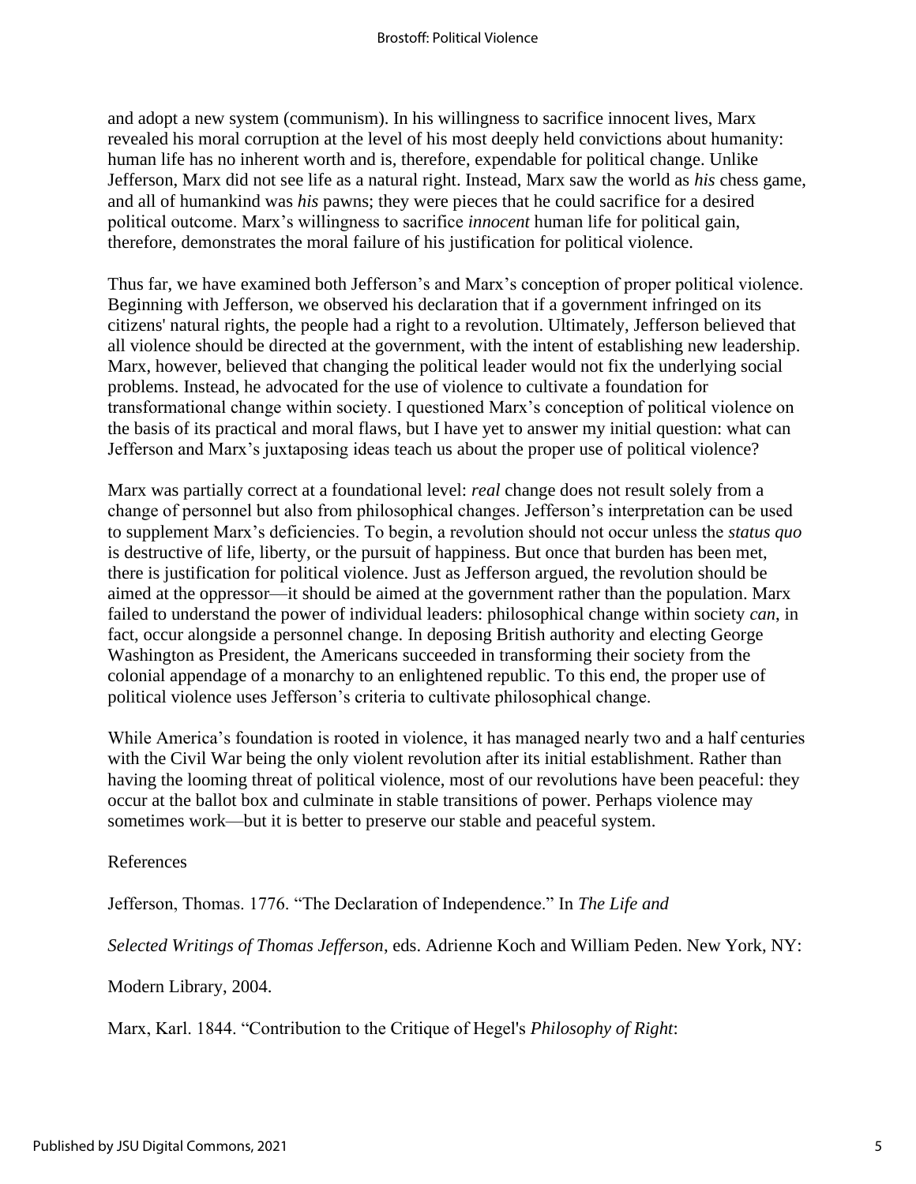and adopt a new system (communism). In his willingness to sacrifice innocent lives, Marx revealed his moral corruption at the level of his most deeply held convictions about humanity: human life has no inherent worth and is, therefore, expendable for political change. Unlike Jefferson, Marx did not see life as a natural right. Instead, Marx saw the world as *his* chess game, and all of humankind was *his* pawns; they were pieces that he could sacrifice for a desired political outcome. Marx's willingness to sacrifice *innocent* human life for political gain, therefore, demonstrates the moral failure of his justification for political violence.

Thus far, we have examined both Jefferson's and Marx's conception of proper political violence. Beginning with Jefferson, we observed his declaration that if a government infringed on its citizens' natural rights, the people had a right to a revolution. Ultimately, Jefferson believed that all violence should be directed at the government, with the intent of establishing new leadership. Marx, however, believed that changing the political leader would not fix the underlying social problems. Instead, he advocated for the use of violence to cultivate a foundation for transformational change within society. I questioned Marx's conception of political violence on the basis of its practical and moral flaws, but I have yet to answer my initial question: what can Jefferson and Marx's juxtaposing ideas teach us about the proper use of political violence?

Marx was partially correct at a foundational level: *real* change does not result solely from a change of personnel but also from philosophical changes. Jefferson's interpretation can be used to supplement Marx's deficiencies. To begin, a revolution should not occur unless the *status quo* is destructive of life, liberty, or the pursuit of happiness. But once that burden has been met, there is justification for political violence. Just as Jefferson argued, the revolution should be aimed at the oppressor—it should be aimed at the government rather than the population. Marx failed to understand the power of individual leaders: philosophical change within society *can*, in fact, occur alongside a personnel change. In deposing British authority and electing George Washington as President, the Americans succeeded in transforming their society from the colonial appendage of a monarchy to an enlightened republic. To this end, the proper use of political violence uses Jefferson's criteria to cultivate philosophical change.

While America's foundation is rooted in violence, it has managed nearly two and a half centuries with the Civil War being the only violent revolution after its initial establishment. Rather than having the looming threat of political violence, most of our revolutions have been peaceful: they occur at the ballot box and culminate in stable transitions of power. Perhaps violence may sometimes work—but it is better to preserve our stable and peaceful system.

References

Jefferson, Thomas. 1776. "The Declaration of Independence." In *The Life and Selected Writings of Thomas Jefferson*, eds. Adrienne Koch and William Peden. New York, NY: Modern Library, 2004.

Marx, Karl. 1844. "Contribution to the Critique of Hegel's *Philosophy of Right*: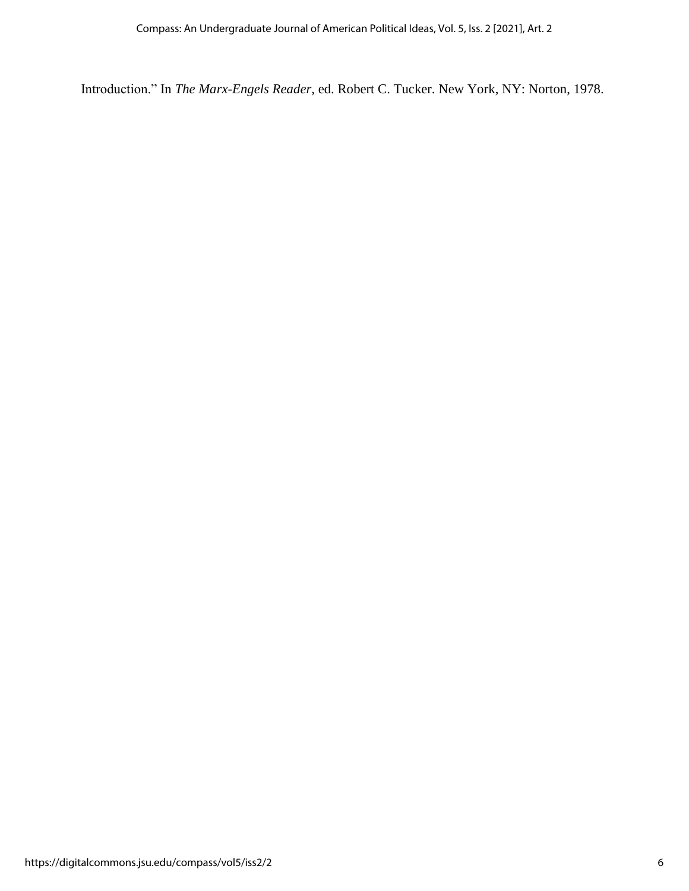Introduction." In *The Marx-Engels Reader*, ed. Robert C. Tucker. New York, NY: Norton, 1978.